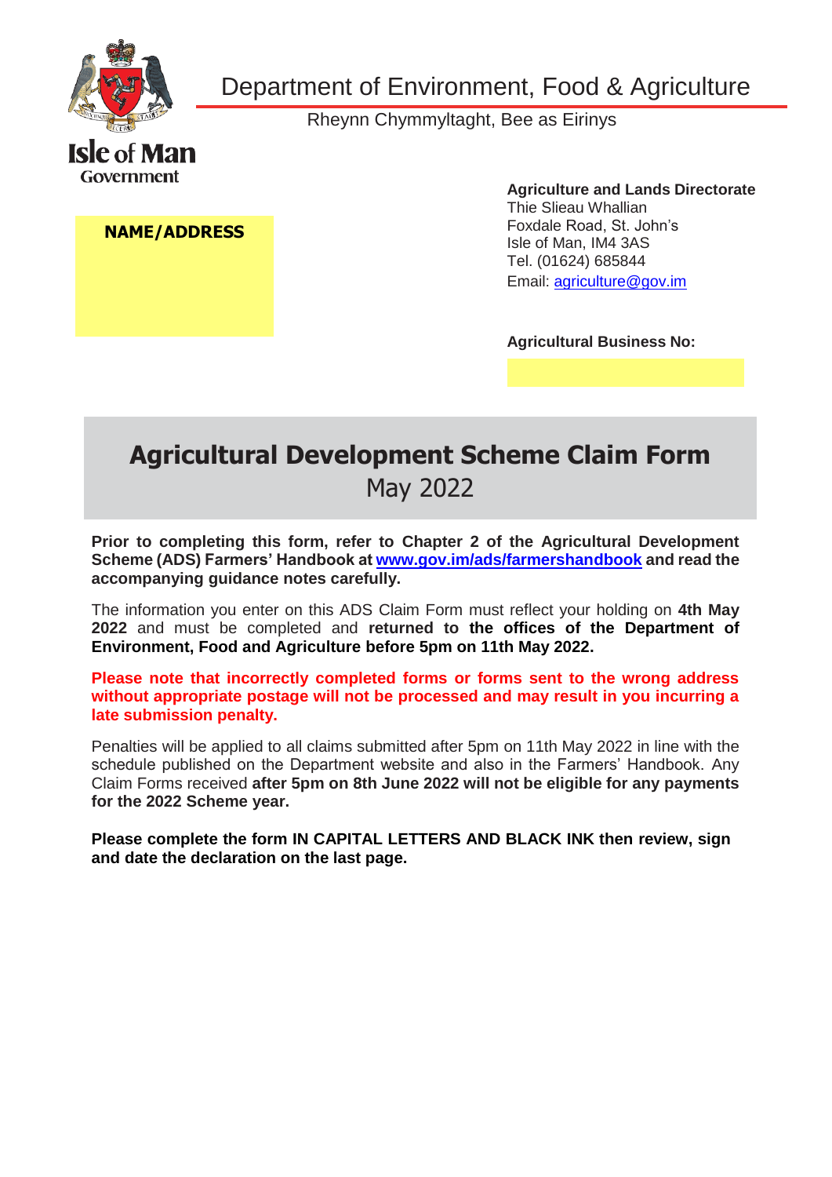Department of Environment, Food & Agriculture

Rheynn Chymmyltaght, Bee as Eirinys

Isle of Man Government

**NAME/ADDRESS**

**Agriculture and Lands Directorate**
Thie Slieau Whallian
Foxdale Road, St. John's
Isle of Man, IM4 3AS
Tel. (01624) 685844
Email: agriculture@gov.im

**Agricultural Business No:**

# Agricultural Development Scheme Claim Form

May 2022

**Prior to completing this form, refer to Chapter 2 of the Agricultural Development Scheme (ADS) Farmers' Handbook at www.gov.im/ads/farmershandbook and read the accompanying guidance notes carefully.**

The information you enter on this ADS Claim Form must reflect your holding on **4th May 2022** and must be completed and **returned to the offices of the Department of Environment, Food and Agriculture before 5pm on 11th May 2022.**

**Please note that incorrectly completed forms or forms sent to the wrong address without appropriate postage will not be processed and may result in you incurring a late submission penalty.**

Penalties will be applied to all claims submitted after 5pm on 11th May 2022 in line with the schedule published on the Department website and also in the Farmers' Handbook. Any Claim Forms received **after 5pm on 8th June 2022 will not be eligible for any payments for the 2022 Scheme year.**

**Please complete the form IN CAPITAL LETTERS AND BLACK INK then review, sign and date the declaration on the last page.**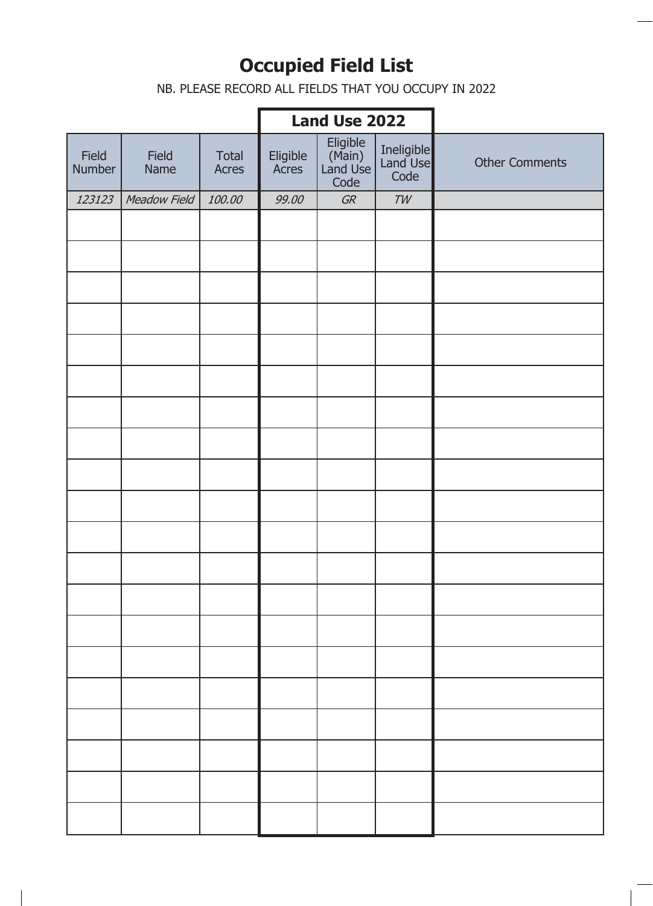# Occupied Field List

NB. PLEASE RECORD ALL FIELDS THAT YOU OCCUPY IN 2022

| | | | Land Use 2022 | | | |
|---|---|---|---|---|---|---|
| Field Number | Field Name | Total Acres | Eligible Acres | Eligible (Main) Land Use Code | Ineligible Land Use Code | Other Comments |
| *123123* | *Meadow Field* | *100.00* | *99.00* | *GR* | *TW* | |
| | | | | | | |
| | | | | | | |
| | | | | | | |
| | | | | | | |
| | | | | | | |
| | | | | | | |
| | | | | | | |
| | | | | | | |
| | | | | | | |
| | | | | | | |
| | | | | | | |
| | | | | | | |
| | | | | | | |
| | | | | | | |
| | | | | | | |
| | | | | | | |
| | | | | | | |
| | | | | | | |
| | | | | | | |
| | | | | | | |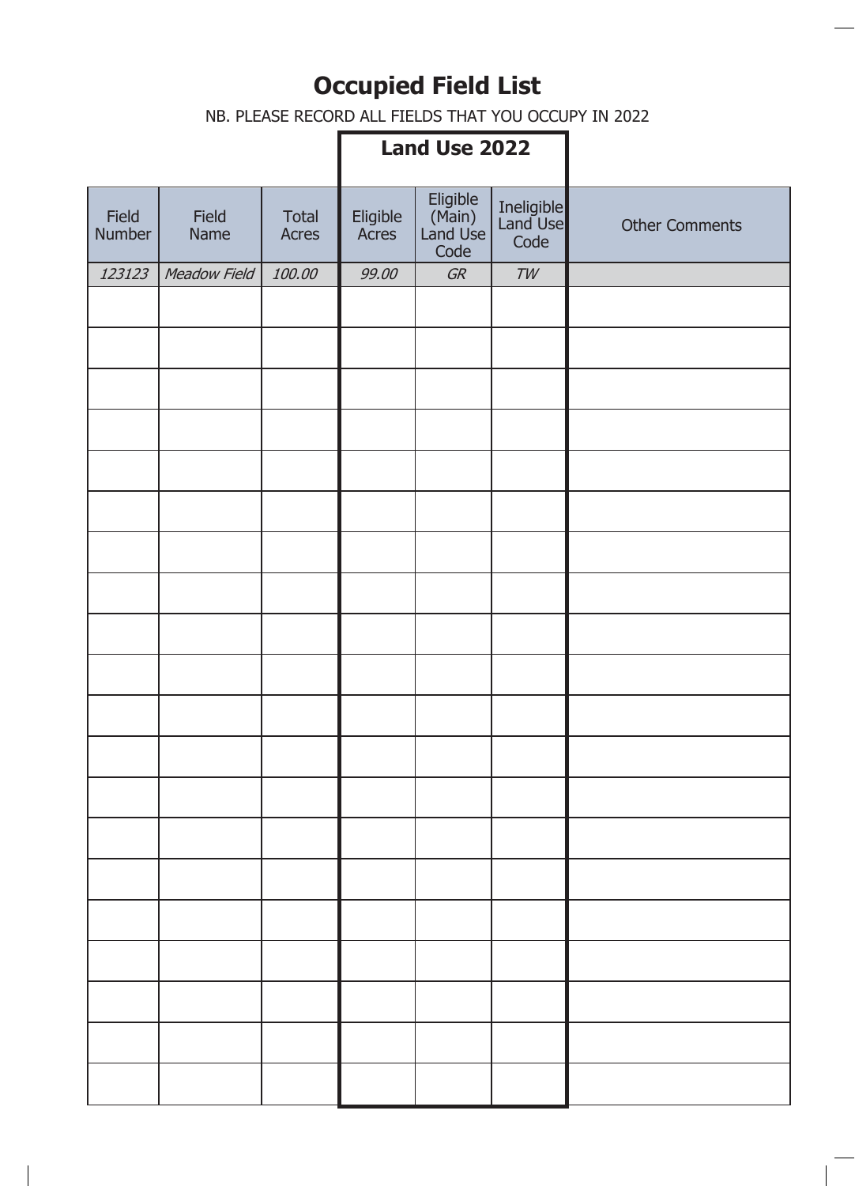# Occupied Field List

NB. PLEASE RECORD ALL FIELDS THAT YOU OCCUPY IN 2022

| | | | Land Use 2022 | | | |
|---|---|---|---|---|---|---|
| Field Number | Field Name | Total Acres | Eligible Acres | Eligible (Main) Land Use Code | Ineligible Land Use Code | Other Comments |
| *123123* | *Meadow Field* | *100.00* | *99.00* | *GR* | *TW* | |
| | | | | | | |
| | | | | | | |
| | | | | | | |
| | | | | | | |
| | | | | | | |
| | | | | | | |
| | | | | | | |
| | | | | | | |
| | | | | | | |
| | | | | | | |
| | | | | | | |
| | | | | | | |
| | | | | | | |
| | | | | | | |
| | | | | | | |
| | | | | | | |
| | | | | | | |
| | | | | | | |
| | | | | | | |
| | | | | | | |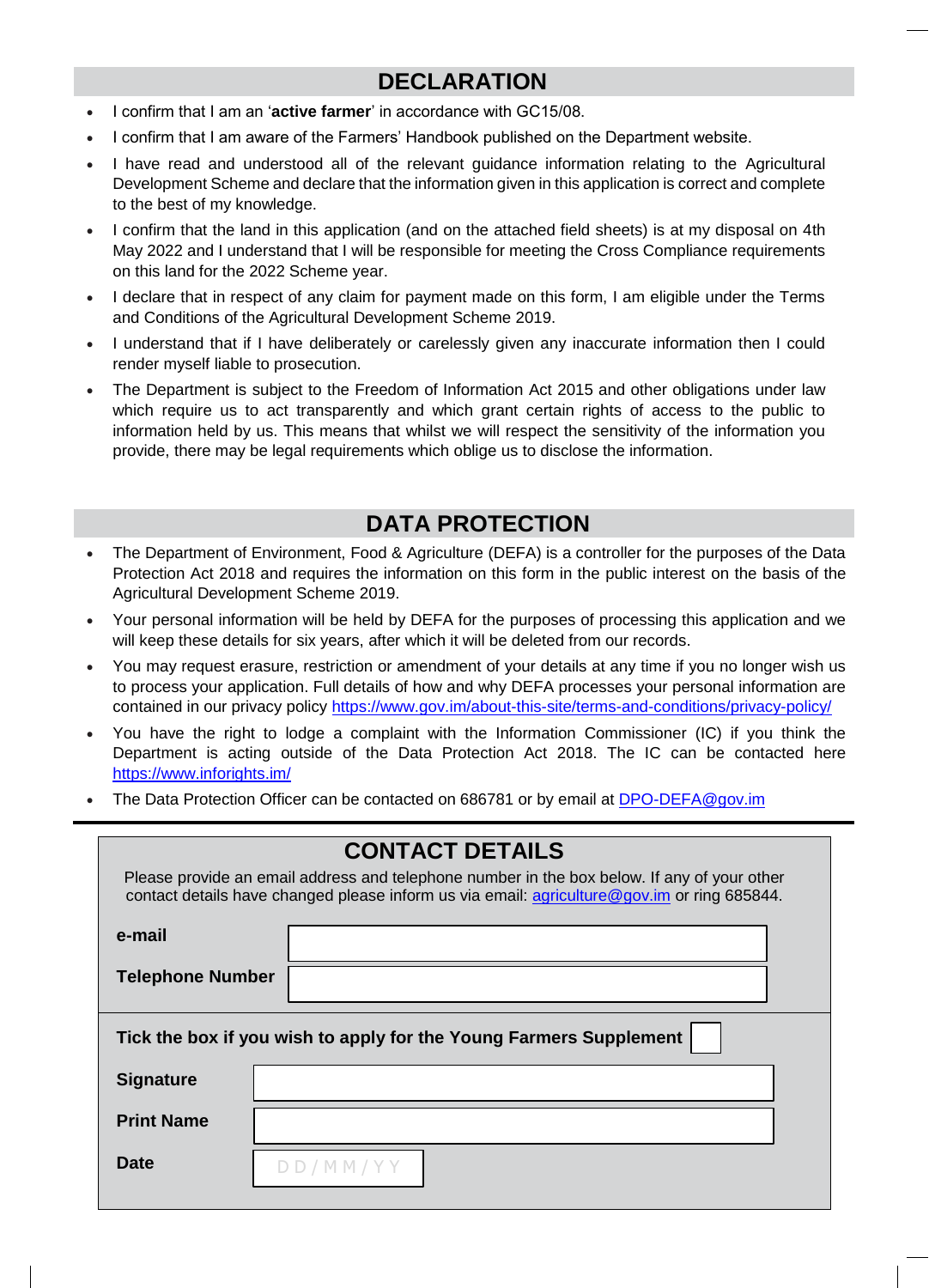## DECLARATION

- I confirm that I am an '**active farmer**' in accordance with GC15/08.
- I confirm that I am aware of the Farmers' Handbook published on the Department website.
- I have read and understood all of the relevant guidance information relating to the Agricultural Development Scheme and declare that the information given in this application is correct and complete to the best of my knowledge.
- I confirm that the land in this application (and on the attached field sheets) is at my disposal on 4th May 2022 and I understand that I will be responsible for meeting the Cross Compliance requirements on this land for the 2022 Scheme year.
- I declare that in respect of any claim for payment made on this form, I am eligible under the Terms and Conditions of the Agricultural Development Scheme 2019.
- I understand that if I have deliberately or carelessly given any inaccurate information then I could render myself liable to prosecution.
- The Department is subject to the Freedom of Information Act 2015 and other obligations under law which require us to act transparently and which grant certain rights of access to the public to information held by us. This means that whilst we will respect the sensitivity of the information you provide, there may be legal requirements which oblige us to disclose the information.

## DATA PROTECTION

- The Department of Environment, Food & Agriculture (DEFA) is a controller for the purposes of the Data Protection Act 2018 and requires the information on this form in the public interest on the basis of the Agricultural Development Scheme 2019.
- Your personal information will be held by DEFA for the purposes of processing this application and we will keep these details for six years, after which it will be deleted from our records.
- You may request erasure, restriction or amendment of your details at any time if you no longer wish us to process your application. Full details of how and why DEFA processes your personal information are contained in our privacy policy https://www.gov.im/about-this-site/terms-and-conditions/privacy-policy/
- You have the right to lodge a complaint with the Information Commissioner (IC) if you think the Department is acting outside of the Data Protection Act 2018. The IC can be contacted here https://www.inforights.im/
- The Data Protection Officer can be contacted on 686781 or by email at DPO-DEFA@gov.im

## CONTACT DETAILS

Please provide an email address and telephone number in the box below. If any of your other contact details have changed please inform us via email: agriculture@gov.im or ring 685844.

**e-mail**

**Telephone Number**

**Tick the box if you wish to apply for the Young Farmers Supplement** ☐

**Signature**

**Print Name**

**Date** DD / MM / YY